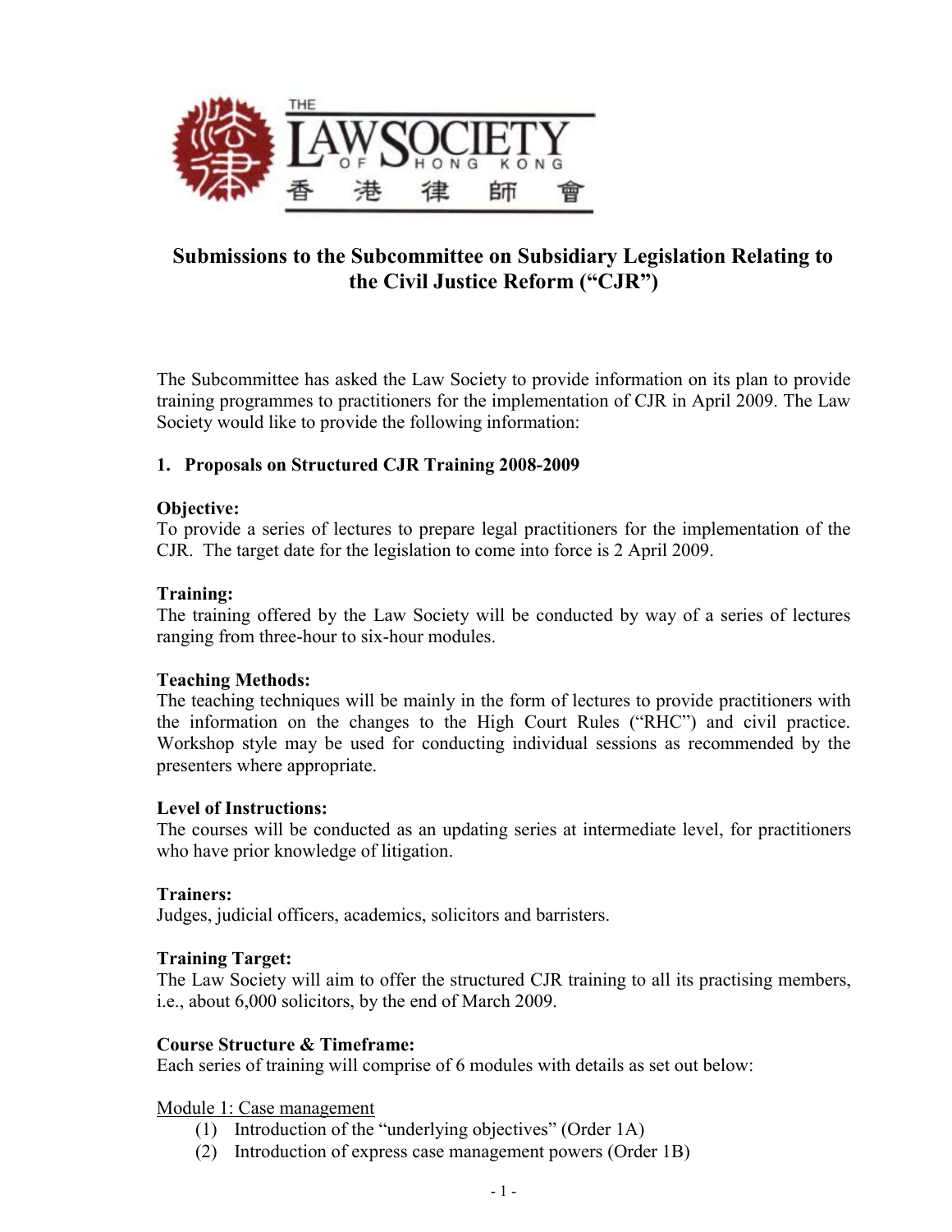THE LAW SOCIETY OF HONG KONG 香港律師會

# Submissions to the Subcommittee on Subsidiary Legislation Relating to the Civil Justice Reform ("CJR")

The Subcommittee has asked the Law Society to provide information on its plan to provide training programmes to practitioners for the implementation of CJR in April 2009. The Law Society would like to provide the following information:

## 1. Proposals on Structured CJR Training 2008-2009

**Objective:**
To provide a series of lectures to prepare legal practitioners for the implementation of the CJR. The target date for the legislation to come into force is 2 April 2009.

**Training:**
The training offered by the Law Society will be conducted by way of a series of lectures ranging from three-hour to six-hour modules.

**Teaching Methods:**
The teaching techniques will be mainly in the form of lectures to provide practitioners with the information on the changes to the High Court Rules ("RHC") and civil practice. Workshop style may be used for conducting individual sessions as recommended by the presenters where appropriate.

**Level of Instructions:**
The courses will be conducted as an updating series at intermediate level, for practitioners who have prior knowledge of litigation.

**Trainers:**
Judges, judicial officers, academics, solicitors and barristers.

**Training Target:**
The Law Society will aim to offer the structured CJR training to all its practising members, i.e., about 6,000 solicitors, by the end of March 2009.

**Course Structure & Timeframe:**
Each series of training will comprise of 6 modules with details as set out below:

<u>Module 1: Case management</u>

1. Introduction of the "underlying objectives" (Order 1A)
2. Introduction of express case management powers (Order 1B)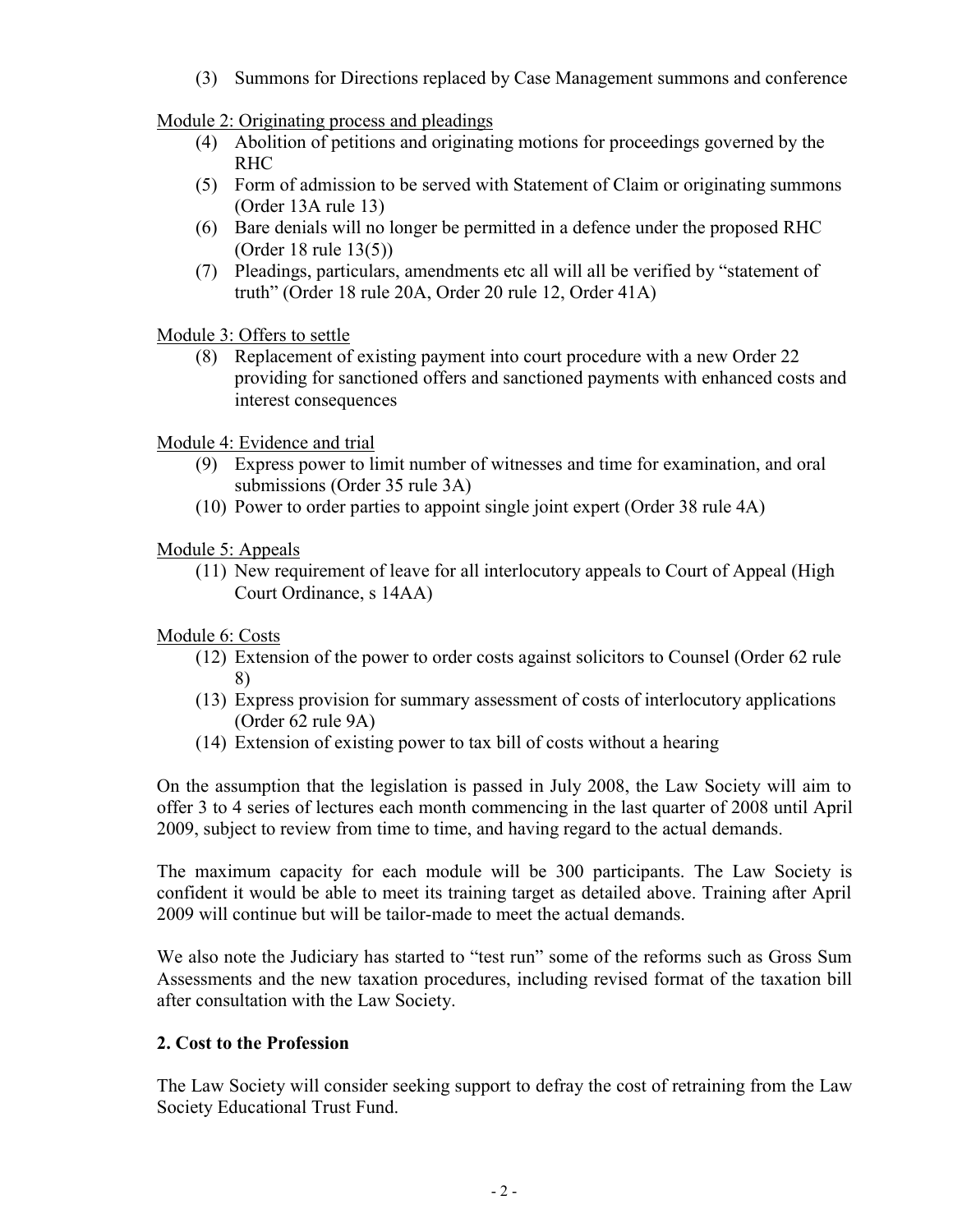(3) Summons for Directions replaced by Case Management summons and conference

Module 2: Originating process and pleadings

(4) Abolition of petitions and originating motions for proceedings governed by the RHC

(5) Form of admission to be served with Statement of Claim or originating summons (Order 13A rule 13)

(6) Bare denials will no longer be permitted in a defence under the proposed RHC (Order 18 rule 13(5))

(7) Pleadings, particulars, amendments etc all will all be verified by "statement of truth" (Order 18 rule 20A, Order 20 rule 12, Order 41A)

Module 3: Offers to settle

(8) Replacement of existing payment into court procedure with a new Order 22 providing for sanctioned offers and sanctioned payments with enhanced costs and interest consequences

Module 4: Evidence and trial

(9) Express power to limit number of witnesses and time for examination, and oral submissions (Order 35 rule 3A)

(10) Power to order parties to appoint single joint expert (Order 38 rule 4A)

Module 5: Appeals

(11) New requirement of leave for all interlocutory appeals to Court of Appeal (High Court Ordinance, s 14AA)

Module 6: Costs

(12) Extension of the power to order costs against solicitors to Counsel (Order 62 rule 8)

(13) Express provision for summary assessment of costs of interlocutory applications (Order 62 rule 9A)

(14) Extension of existing power to tax bill of costs without a hearing

On the assumption that the legislation is passed in July 2008, the Law Society will aim to offer 3 to 4 series of lectures each month commencing in the last quarter of 2008 until April 2009, subject to review from time to time, and having regard to the actual demands.

The maximum capacity for each module will be 300 participants. The Law Society is confident it would be able to meet its training target as detailed above. Training after April 2009 will continue but will be tailor-made to meet the actual demands.

We also note the Judiciary has started to "test run" some of the reforms such as Gross Sum Assessments and the new taxation procedures, including revised format of the taxation bill after consultation with the Law Society.

**2. Cost to the Profession**

The Law Society will consider seeking support to defray the cost of retraining from the Law Society Educational Trust Fund.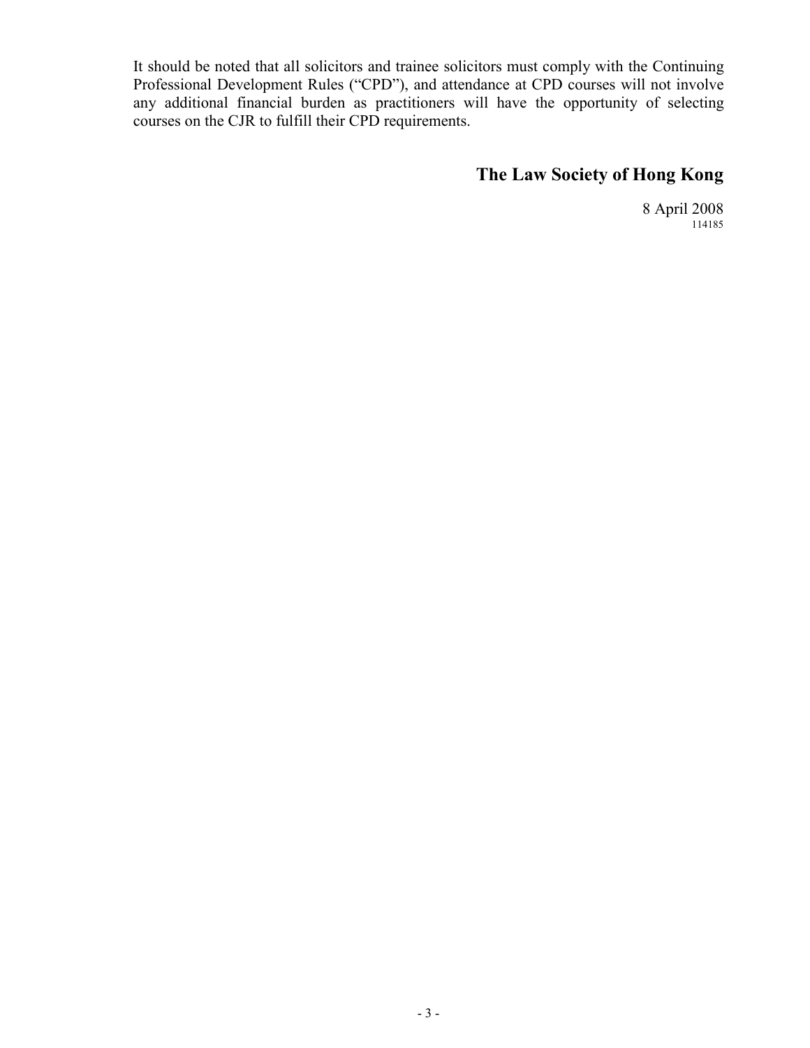It should be noted that all solicitors and trainee solicitors must comply with the Continuing Professional Development Rules ("CPD"), and attendance at CPD courses will not involve any additional financial burden as practitioners will have the opportunity of selecting courses on the CJR to fulfill their CPD requirements.

**The Law Society of Hong Kong**

8 April 2008

114185